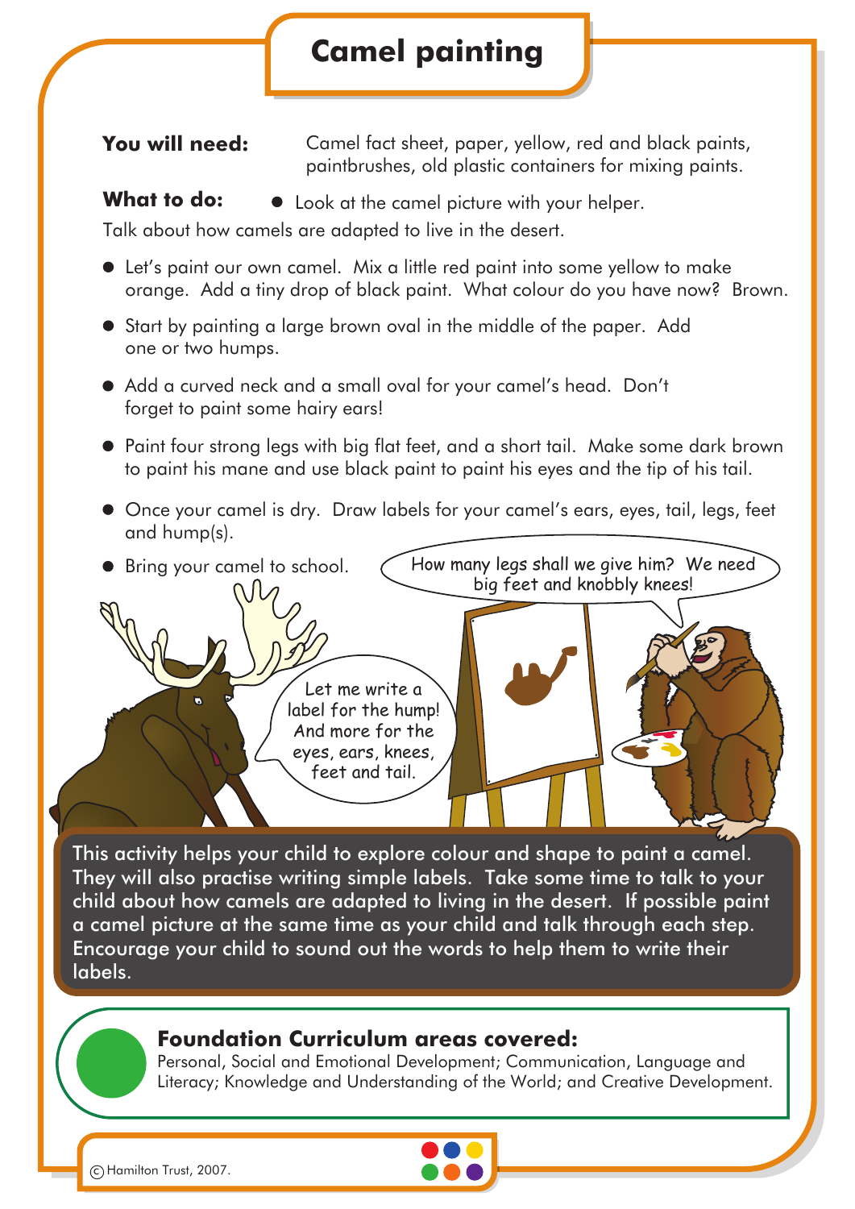# Camel painting

**You will need:** Camel fact sheet, paper, yellow, red and black paints, paintbrushes, old plastic containers for mixing paints.

**What to do:**

- Look at the camel picture with your helper. Talk about how camels are adapted to live in the desert.
- Let's paint our own camel. Mix a little red paint into some yellow to make orange. Add a tiny drop of black paint. What colour do you have now? Brown.
- Start by painting a large brown oval in the middle of the paper. Add one or two humps.
- Add a curved neck and a small oval for your camel's head. Don't forget to paint some hairy ears!
- Paint four strong legs with big flat feet, and a short tail. Make some dark brown to paint his mane and use black paint to paint his eyes and the tip of his tail.
- Once your camel is dry. Draw labels for your camel's ears, eyes, tail, legs, feet and hump(s).
- Bring your camel to school.

How many legs shall we give him? We need big feet and knobbly knees!

Let me write a label for the hump! And more for the eyes, ears, knees, feet and tail.

This activity helps your child to explore colour and shape to paint a camel. They will also practise writing simple labels. Take some time to talk to your child about how camels are adapted to living in the desert. If possible paint a camel picture at the same time as your child and talk through each step. Encourage your child to sound out the words to help them to write their labels.

**Foundation Curriculum areas covered:**

Personal, Social and Emotional Development; Communication, Language and Literacy; Knowledge and Understanding of the World; and Creative Development.

© Hamilton Trust, 2007.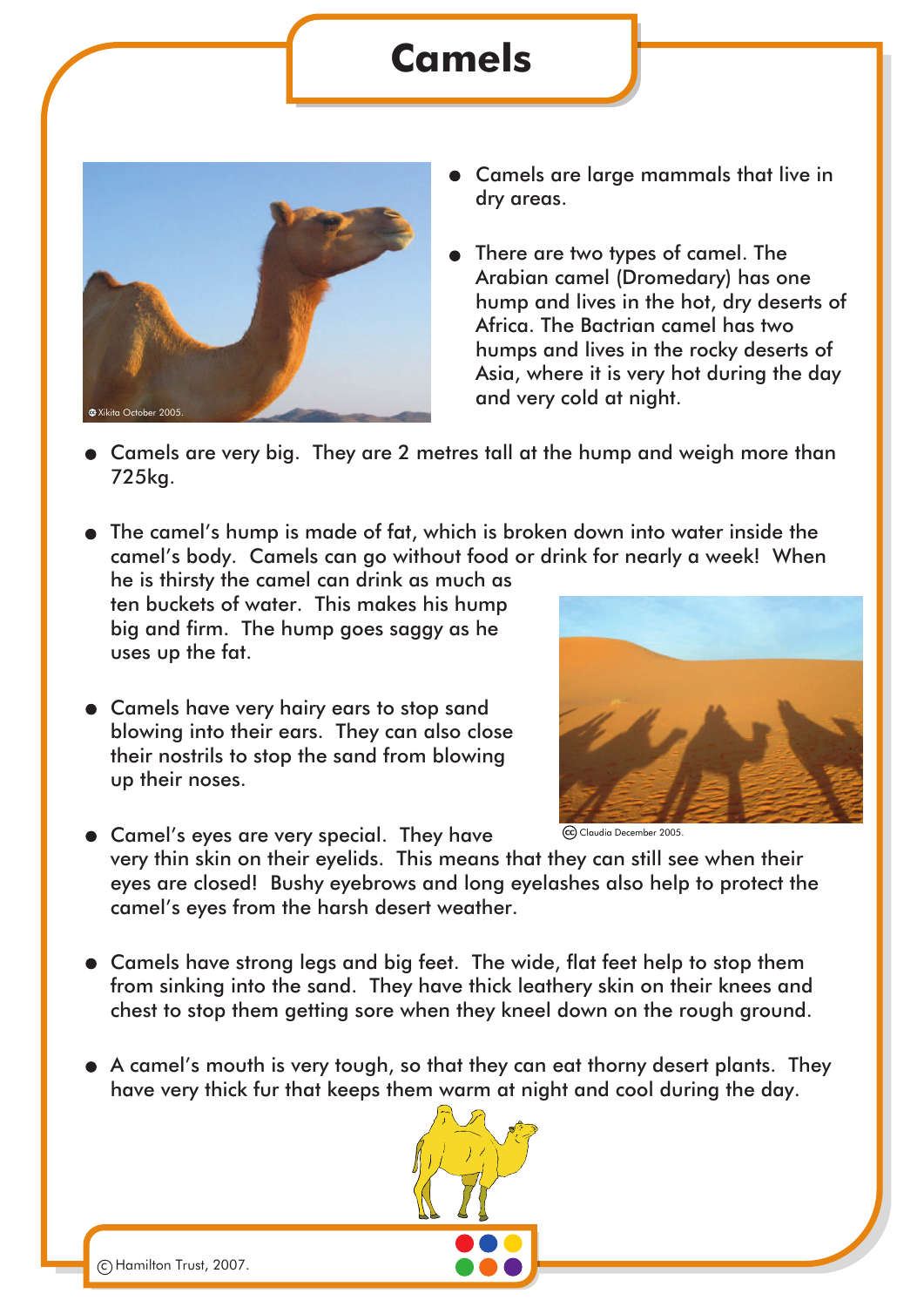# Camels

© Xikita October 2005.

- Camels are large mammals that live in dry areas.
- There are two types of camel. The Arabian camel (Dromedary) has one hump and lives in the hot, dry deserts of Africa. The Bactrian camel has two humps and lives in the rocky deserts of Asia, where it is very hot during the day and very cold at night.
- Camels are very big. They are 2 metres tall at the hump and weigh more than 725kg.
- The camel's hump is made of fat, which is broken down into water inside the camel's body. Camels can go without food or drink for nearly a week! When he is thirsty the camel can drink as much as ten buckets of water. This makes his hump big and firm. The hump goes saggy as he uses up the fat.
- Camels have very hairy ears to stop sand blowing into their ears. They can also close their nostrils to stop the sand from blowing up their noses.
- Camel's eyes are very special. They have very thin skin on their eyelids. This means that they can still see when their eyes are closed! Bushy eyebrows and long eyelashes also help to protect the camel's eyes from the harsh desert weather.

© Claudia December 2005.

- Camels have strong legs and big feet. The wide, flat feet help to stop them from sinking into the sand. They have thick leathery skin on their knees and chest to stop them getting sore when they kneel down on the rough ground.
- A camel's mouth is very tough, so that they can eat thorny desert plants. They have very thick fur that keeps them warm at night and cool during the day.

© Hamilton Trust, 2007.